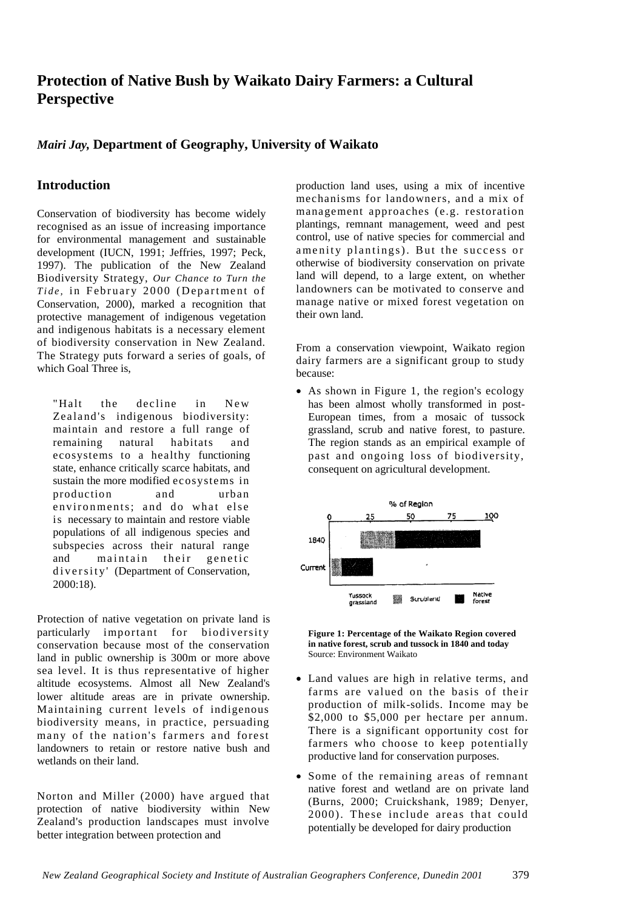# Protection of Native Bush by Waikato Dairy Farmers: a Cultural Perspective

***Mairi Jay*, Department of Geography, University of Waikato**

## Introduction

Conservation of biodiversity has become widely recognised as an issue of increasing importance for environmental management and sustainable development (IUCN, 1991; Jeffries, 1997; Peck, 1997). The publication of the New Zealand Biodiversity Strategy, *Our Chance to Turn the Tide,* in February 2000 (Department of Conservation, 2000), marked a recognition that protective management of indigenous vegetation and indigenous habitats is a necessary element of biodiversity conservation in New Zealand. The Strategy puts forward a series of goals, of which Goal Three is,

> "Halt the decline in New Zealand's indigenous biodiversity: maintain and restore a full range of remaining natural habitats and ecosystems to a healthy functioning state, enhance critically scarce habitats, and sustain the more modified ecosystems in production and urban environments; and do what else is necessary to maintain and restore viable populations of all indigenous species and subspecies across their natural range and maintain their genetic diversity' (Department of Conservation, 2000:18).

Protection of native vegetation on private land is particularly important for biodiversity conservation because most of the conservation land in public ownership is 300m or more above sea level. It is thus representative of higher altitude ecosystems. Almost all New Zealand's lower altitude areas are in private ownership. Maintaining current levels of indigenous biodiversity means, in practice, persuading many of the nation's farmers and forest landowners to retain or restore native bush and wetlands on their land.

Norton and Miller (2000) have argued that protection of native biodiversity within New Zealand's production landscapes must involve better integration between protection and production land uses, using a mix of incentive mechanisms for landowners, and a mix of management approaches (e.g. restoration plantings, remnant management, weed and pest control, use of native species for commercial and amenity plantings). But the success or otherwise of biodiversity conservation on private land will depend, to a large extent, on whether landowners can be motivated to conserve and manage native or mixed forest vegetation on their own land.

From a conservation viewpoint, Waikato region dairy farmers are a significant group to study because:

- As shown in Figure 1, the region's ecology has been almost wholly transformed in post-European times, from a mosaic of tussock grassland, scrub and native forest, to pasture. The region stands as an empirical example of past and ongoing loss of biodiversity, consequent on agricultural development.

**Figure 1: Percentage of the Waikato Region covered in native forest, scrub and tussock in 1840 and today**
Source: Environment Waikato

- Land values are high in relative terms, and farms are valued on the basis of their production of milk-solids. Income may be \$2,000 to \$5,000 per hectare per annum. There is a significant opportunity cost for farmers who choose to keep potentially productive land for conservation purposes.
- Some of the remaining areas of remnant native forest and wetland are on private land (Burns, 2000; Cruickshank, 1989; Denyer, 2000). These include areas that could potentially be developed for dairy production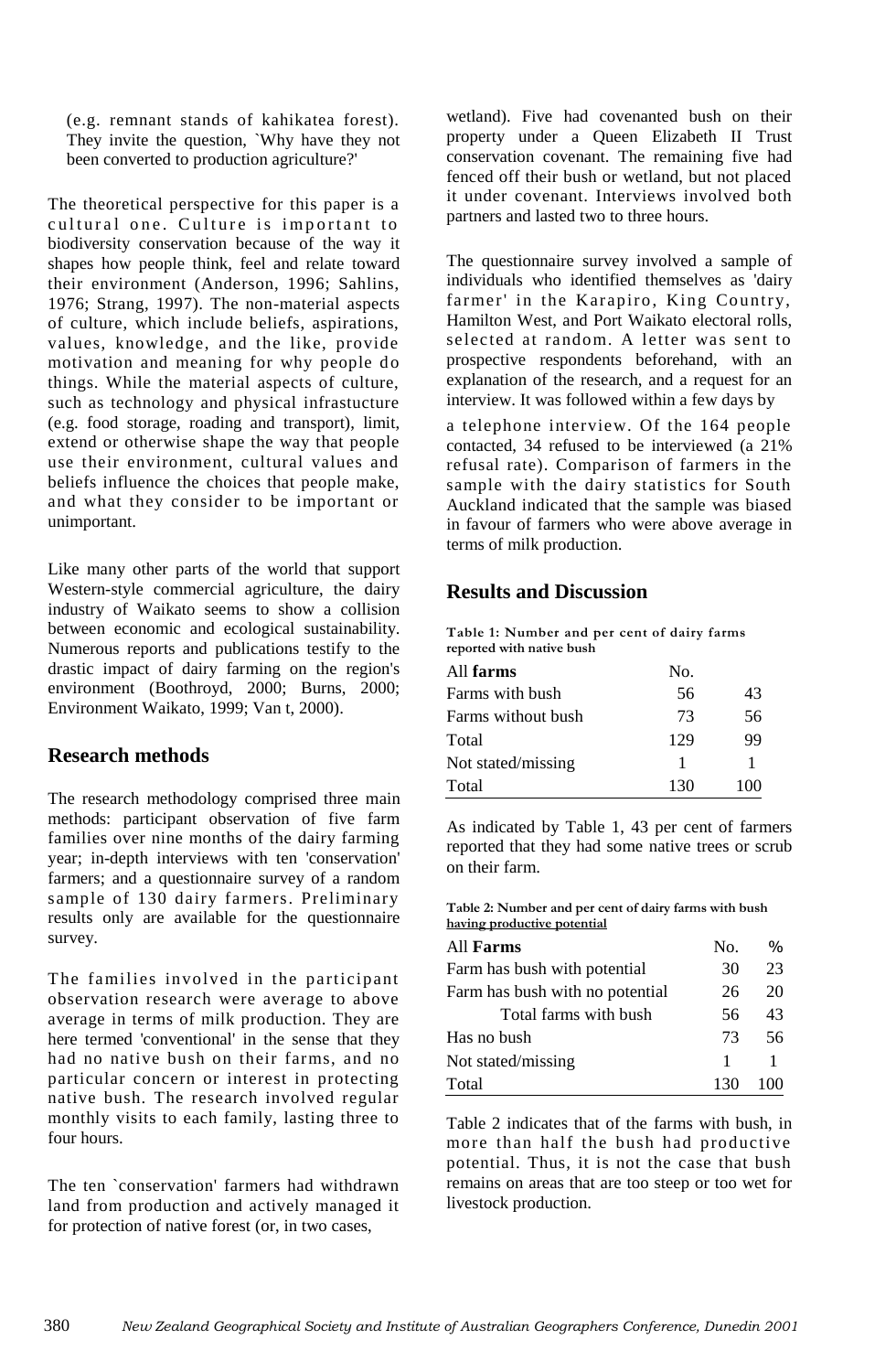(e.g. remnant stands of kahikatea forest). They invite the question, `Why have they not been converted to production agriculture?'

The theoretical perspective for this paper is a cultural one. Culture is important to biodiversity conservation because of the way it shapes how people think, feel and relate toward their environment (Anderson, 1996; Sahlins, 1976; Strang, 1997). The non-material aspects of culture, which include beliefs, aspirations, values, knowledge, and the like, provide motivation and meaning for why people do things. While the material aspects of culture, such as technology and physical infrastucture (e.g. food storage, roading and transport), limit, extend or otherwise shape the way that people use their environment, cultural values and beliefs influence the choices that people make, and what they consider to be important or unimportant.

Like many other parts of the world that support Western-style commercial agriculture, the dairy industry of Waikato seems to show a collision between economic and ecological sustainability. Numerous reports and publications testify to the drastic impact of dairy farming on the region's environment (Boothroyd, 2000; Burns, 2000; Environment Waikato, 1999; Van t, 2000).

## Research methods

The research methodology comprised three main methods: participant observation of five farm families over nine months of the dairy farming year; in-depth interviews with ten 'conservation' farmers; and a questionnaire survey of a random sample of 130 dairy farmers. Preliminary results only are available for the questionnaire survey.

The families involved in the participant observation research were average to above average in terms of milk production. They are here termed 'conventional' in the sense that they had no native bush on their farms, and no particular concern or interest in protecting native bush. The research involved regular monthly visits to each family, lasting three to four hours.

The ten `conservation' farmers had withdrawn land from production and actively managed it for protection of native forest (or, in two cases, wetland). Five had covenanted bush on their property under a Queen Elizabeth II Trust conservation covenant. The remaining five had fenced off their bush or wetland, but not placed it under covenant. Interviews involved both partners and lasted two to three hours.

The questionnaire survey involved a sample of individuals who identified themselves as 'dairy farmer' in the Karapiro, King Country, Hamilton West, and Port Waikato electoral rolls, selected at random. A letter was sent to prospective respondents beforehand, with an explanation of the research, and a request for an interview. It was followed within a few days by a telephone interview. Of the 164 people contacted, 34 refused to be interviewed (a 21% refusal rate). Comparison of farmers in the sample with the dairy statistics for South Auckland indicated that the sample was biased in favour of farmers who were above average in terms of milk production.

## Results and Discussion

**Table 1: Number and per cent of dairy farms reported with native bush**

| All **farms** | No. | |
|---|---|---|
| Farms with bush | 56 | 43 |
| Farms without bush | 73 | 56 |
| Total | 129 | 99 |
| Not stated/missing | 1 | 1 |
| Total | 130 | 100 |

As indicated by Table 1, 43 per cent of farmers reported that they had some native trees or scrub on their farm.

**Table 2: Number and per cent of dairy farms with bush having productive potential**

| All **Farms** | No. | % |
|---|---|---|
| Farm has bush with potential | 30 | 23 |
| Farm has bush with no potential | 26 | 20 |
| Total farms with bush | 56 | 43 |
| Has no bush | 73 | 56 |
| Not stated/missing | 1 | 1 |
| Total | 130 | 100 |

Table 2 indicates that of the farms with bush, in more than half the bush had productive potential. Thus, it is not the case that bush remains on areas that are too steep or too wet for livestock production.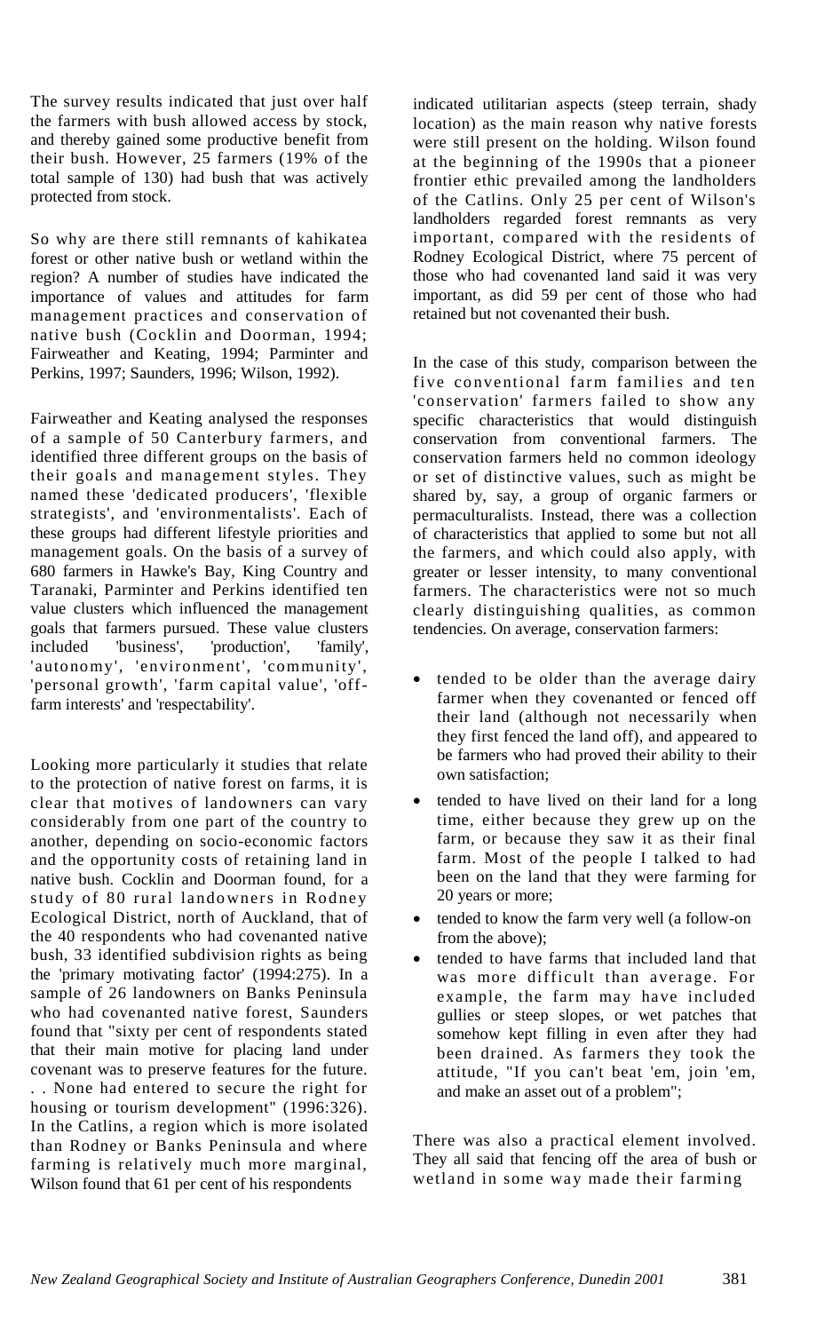The survey results indicated that just over half the farmers with bush allowed access by stock, and thereby gained some productive benefit from their bush. However, 25 farmers (19% of the total sample of 130) had bush that was actively protected from stock.

So why are there still remnants of kahikatea forest or other native bush or wetland within the region? A number of studies have indicated the importance of values and attitudes for farm management practices and conservation of native bush (Cocklin and Doorman, 1994; Fairweather and Keating, 1994; Parminter and Perkins, 1997; Saunders, 1996; Wilson, 1992).

Fairweather and Keating analysed the responses of a sample of 50 Canterbury farmers, and identified three different groups on the basis of their goals and management styles. They named these 'dedicated producers', 'flexible strategists', and 'environmentalists'. Each of these groups had different lifestyle priorities and management goals. On the basis of a survey of 680 farmers in Hawke's Bay, King Country and Taranaki, Parminter and Perkins identified ten value clusters which influenced the management goals that farmers pursued. These value clusters included 'business', 'production', 'family', 'autonomy', 'environment', 'community', 'personal growth', 'farm capital value', 'off-farm interests' and 'respectability'.

Looking more particularly it studies that relate to the protection of native forest on farms, it is clear that motives of landowners can vary considerably from one part of the country to another, depending on socio-economic factors and the opportunity costs of retaining land in native bush. Cocklin and Doorman found, for a study of 80 rural landowners in Rodney Ecological District, north of Auckland, that of the 40 respondents who had covenanted native bush, 33 identified subdivision rights as being the 'primary motivating factor' (1994:275). In a sample of 26 landowners on Banks Peninsula who had covenanted native forest, Saunders found that "sixty per cent of respondents stated that their main motive for placing land under covenant was to preserve features for the future. . . None had entered to secure the right for housing or tourism development" (1996:326). In the Catlins, a region which is more isolated than Rodney or Banks Peninsula and where farming is relatively much more marginal, Wilson found that 61 per cent of his respondents indicated utilitarian aspects (steep terrain, shady location) as the main reason why native forests were still present on the holding. Wilson found at the beginning of the 1990s that a pioneer frontier ethic prevailed among the landholders of the Catlins. Only 25 per cent of Wilson's landholders regarded forest remnants as very important, compared with the residents of Rodney Ecological District, where 75 percent of those who had covenanted land said it was very important, as did 59 per cent of those who had retained but not covenanted their bush.

In the case of this study, comparison between the five conventional farm families and ten 'conservation' farmers failed to show any specific characteristics that would distinguish conservation from conventional farmers. The conservation farmers held no common ideology or set of distinctive values, such as might be shared by, say, a group of organic farmers or permaculturalists. Instead, there was a collection of characteristics that applied to some but not all the farmers, and which could also apply, with greater or lesser intensity, to many conventional farmers. The characteristics were not so much clearly distinguishing qualities, as common tendencies. On average, conservation farmers:

- tended to be older than the average dairy farmer when they covenanted or fenced off their land (although not necessarily when they first fenced the land off), and appeared to be farmers who had proved their ability to their own satisfaction;
- tended to have lived on their land for a long time, either because they grew up on the farm, or because they saw it as their final farm. Most of the people I talked to had been on the land that they were farming for 20 years or more;
- tended to know the farm very well (a follow-on from the above);
- tended to have farms that included land that was more difficult than average. For example, the farm may have included gullies or steep slopes, or wet patches that somehow kept filling in even after they had been drained. As farmers they took the attitude, "If you can't beat 'em, join 'em, and make an asset out of a problem";

There was also a practical element involved. They all said that fencing off the area of bush or wetland in some way made their farming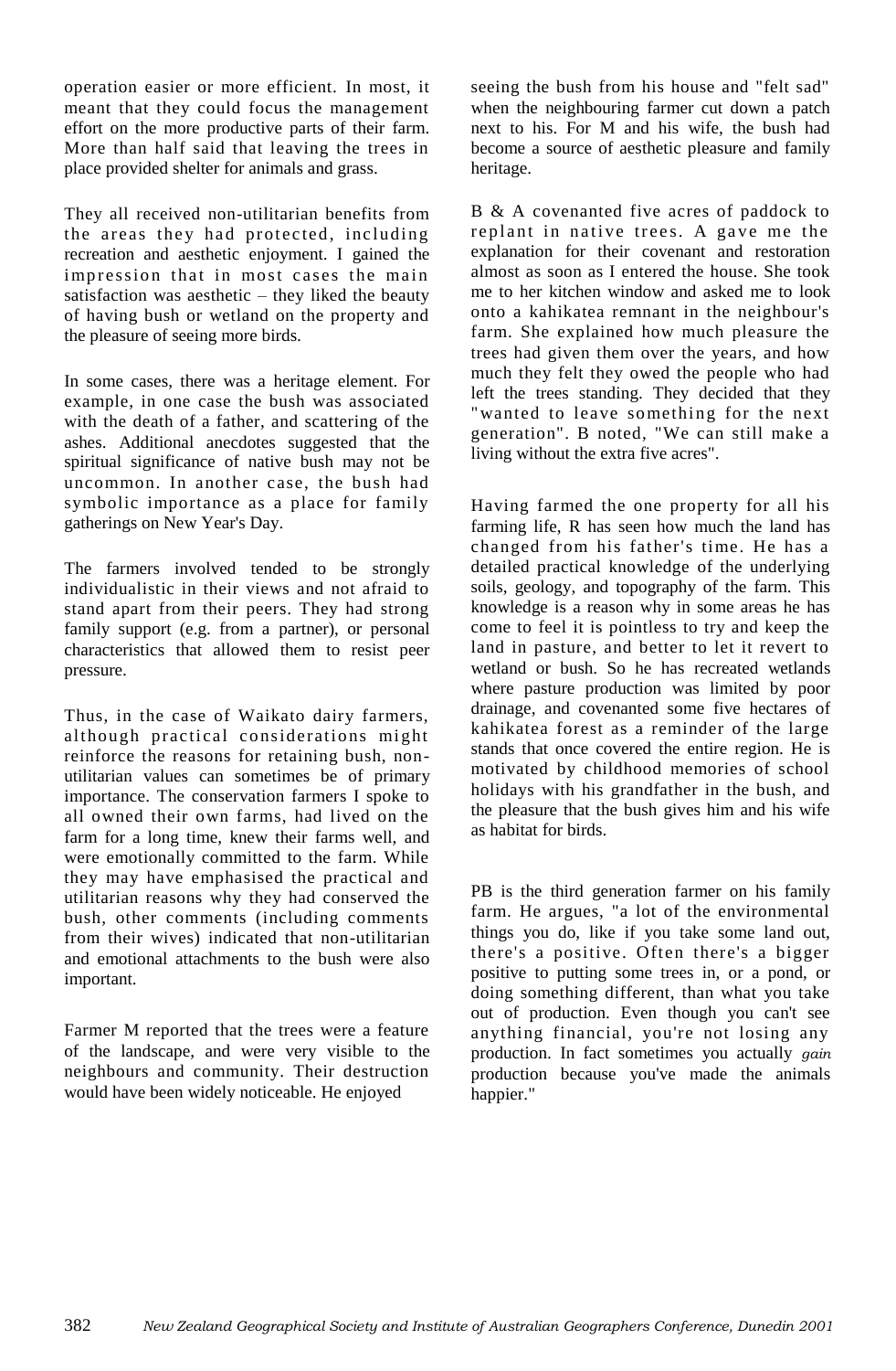operation easier or more efficient. In most, it meant that they could focus the management effort on the more productive parts of their farm. More than half said that leaving the trees in place provided shelter for animals and grass.

They all received non-utilitarian benefits from the areas they had protected, including recreation and aesthetic enjoyment. I gained the impression that in most cases the main satisfaction was aesthetic – they liked the beauty of having bush or wetland on the property and the pleasure of seeing more birds.

In some cases, there was a heritage element. For example, in one case the bush was associated with the death of a father, and scattering of the ashes. Additional anecdotes suggested that the spiritual significance of native bush may not be uncommon. In another case, the bush had symbolic importance as a place for family gatherings on New Year's Day.

The farmers involved tended to be strongly individualistic in their views and not afraid to stand apart from their peers. They had strong family support (e.g. from a partner), or personal characteristics that allowed them to resist peer pressure.

Thus, in the case of Waikato dairy farmers, although practical considerations might reinforce the reasons for retaining bush, non-utilitarian values can sometimes be of primary importance. The conservation farmers I spoke to all owned their own farms, had lived on the farm for a long time, knew their farms well, and were emotionally committed to the farm. While they may have emphasised the practical and utilitarian reasons why they had conserved the bush, other comments (including comments from their wives) indicated that non-utilitarian and emotional attachments to the bush were also important.

Farmer M reported that the trees were a feature of the landscape, and were very visible to the neighbours and community. Their destruction would have been widely noticeable. He enjoyed seeing the bush from his house and "felt sad" when the neighbouring farmer cut down a patch next to his. For M and his wife, the bush had become a source of aesthetic pleasure and family heritage.

B & A covenanted five acres of paddock to replant in native trees. A gave me the explanation for their covenant and restoration almost as soon as I entered the house. She took me to her kitchen window and asked me to look onto a kahikatea remnant in the neighbour's farm. She explained how much pleasure the trees had given them over the years, and how much they felt they owed the people who had left the trees standing. They decided that they "wanted to leave something for the next generation". B noted, "We can still make a living without the extra five acres".

Having farmed the one property for all his farming life, R has seen how much the land has changed from his father's time. He has a detailed practical knowledge of the underlying soils, geology, and topography of the farm. This knowledge is a reason why in some areas he has come to feel it is pointless to try and keep the land in pasture, and better to let it revert to wetland or bush. So he has recreated wetlands where pasture production was limited by poor drainage, and covenanted some five hectares of kahikatea forest as a reminder of the large stands that once covered the entire region. He is motivated by childhood memories of school holidays with his grandfather in the bush, and the pleasure that the bush gives him and his wife as habitat for birds.

PB is the third generation farmer on his family farm. He argues, "a lot of the environmental things you do, like if you take some land out, there's a positive. Often there's a bigger positive to putting some trees in, or a pond, or doing something different, than what you take out of production. Even though you can't see anything financial, you're not losing any production. In fact sometimes you actually *gain* production because you've made the animals happier."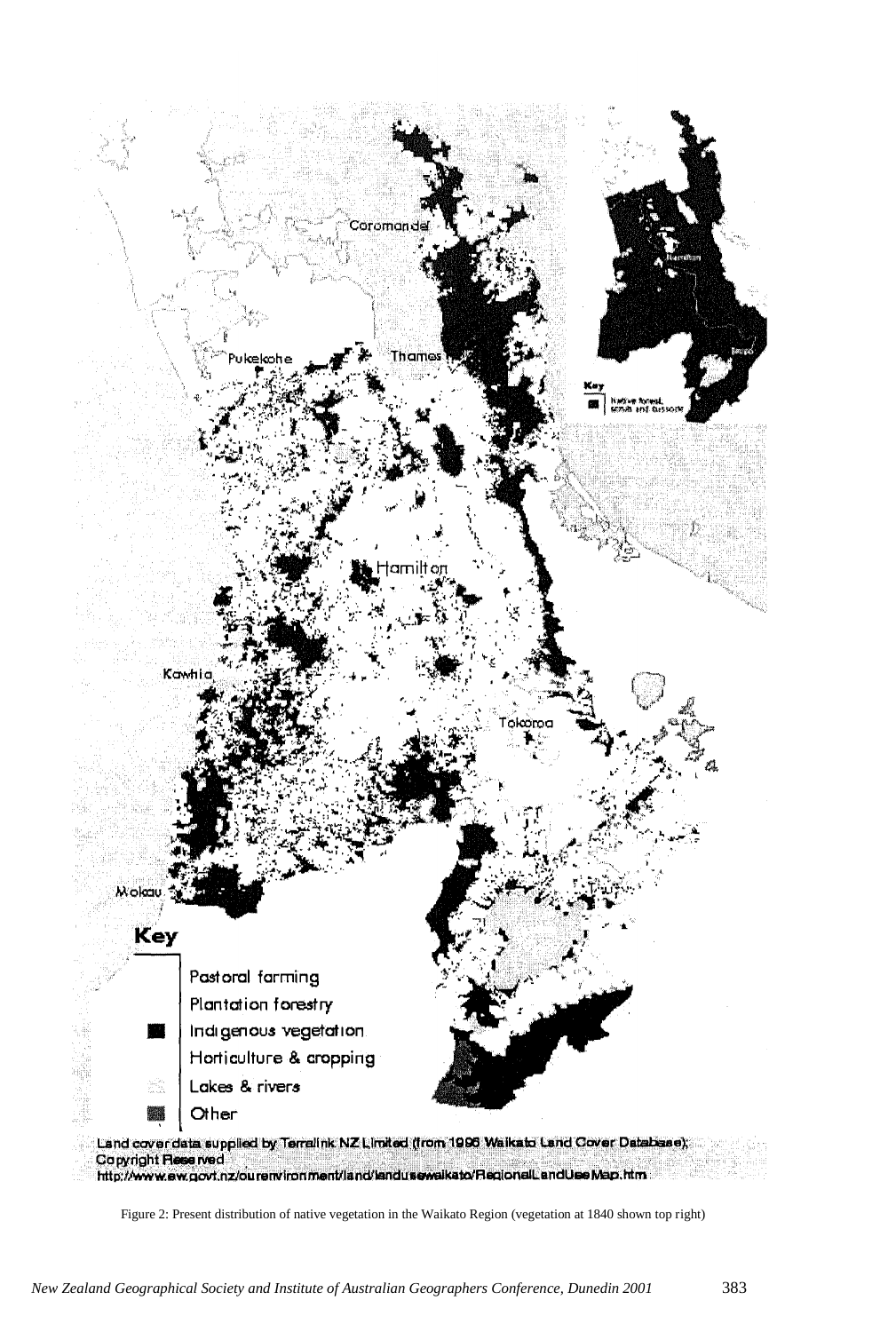Figure 2: Present distribution of native vegetation in the Waikato Region (vegetation at 1840 shown top right)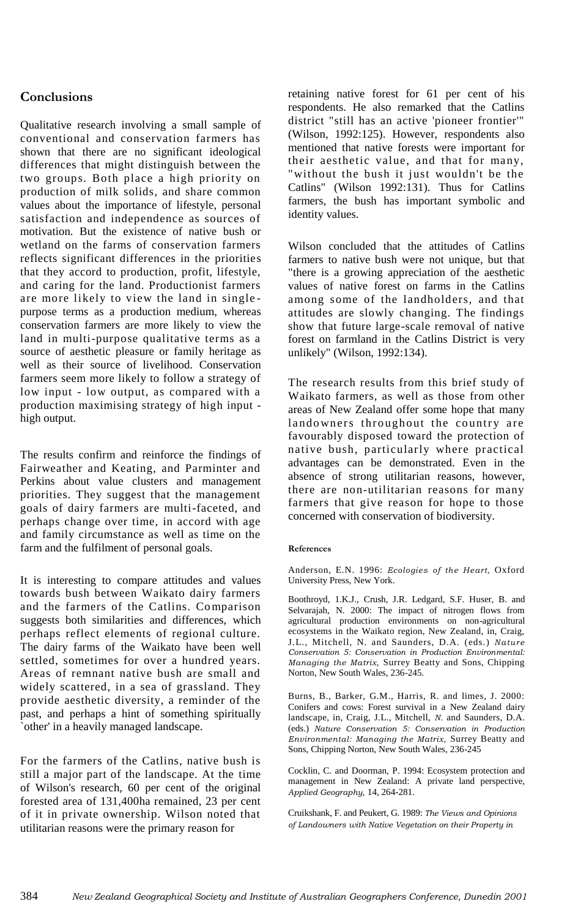## Conclusions

Qualitative research involving a small sample of conventional and conservation farmers has shown that there are no significant ideological differences that might distinguish between the two groups. Both place a high priority on production of milk solids, and share common values about the importance of lifestyle, personal satisfaction and independence as sources of motivation. But the existence of native bush or wetland on the farms of conservation farmers reflects significant differences in the priorities that they accord to production, profit, lifestyle, and caring for the land. Productionist farmers are more likely to view the land in single-purpose terms as a production medium, whereas conservation farmers are more likely to view the land in multi-purpose qualitative terms as a source of aesthetic pleasure or family heritage as well as their source of livelihood. Conservation farmers seem more likely to follow a strategy of low input - low output, as compared with a production maximising strategy of high input - high output.

The results confirm and reinforce the findings of Fairweather and Keating, and Parminter and Perkins about value clusters and management priorities. They suggest that the management goals of dairy farmers are multi-faceted, and perhaps change over time, in accord with age and family circumstance as well as time on the farm and the fulfilment of personal goals.

It is interesting to compare attitudes and values towards bush between Waikato dairy farmers and the farmers of the Catlins. Comparison suggests both similarities and differences, which perhaps reflect elements of regional culture. The dairy farms of the Waikato have been well settled, sometimes for over a hundred years. Areas of remnant native bush are small and widely scattered, in a sea of grassland. They provide aesthetic diversity, a reminder of the past, and perhaps a hint of something spiritually `other' in a heavily managed landscape.

For the farmers of the Catlins, native bush is still a major part of the landscape. At the time of Wilson's research, 60 per cent of the original forested area of 131,400ha remained, 23 per cent of it in private ownership. Wilson noted that utilitarian reasons were the primary reason for retaining native forest for 61 per cent of his respondents. He also remarked that the Catlins district "still has an active 'pioneer frontier'" (Wilson, 1992:125). However, respondents also mentioned that native forests were important for their aesthetic value, and that for many, "without the bush it just wouldn't be the Catlins" (Wilson 1992:131). Thus for Catlins farmers, the bush has important symbolic and identity values.

Wilson concluded that the attitudes of Catlins farmers to native bush were not unique, but that "there is a growing appreciation of the aesthetic values of native forest on farms in the Catlins among some of the landholders, and that attitudes are slowly changing. The findings show that future large-scale removal of native forest on farmland in the Catlins District is very unlikely" (Wilson, 1992:134).

The research results from this brief study of Waikato farmers, as well as those from other areas of New Zealand offer some hope that many landowners throughout the country are favourably disposed toward the protection of native bush, particularly where practical advantages can be demonstrated. Even in the absence of strong utilitarian reasons, however, there are non-utilitarian reasons for many farmers that give reason for hope to those concerned with conservation of biodiversity.

#### References

Anderson, E.N. 1996: *Ecologies of the Heart,* Oxford University Press, New York.

Boothroyd, 1.K.J., Crush, J.R. Ledgard, S.F. Huser, B. and Selvarajah, N. 2000: The impact of nitrogen flows from agricultural production environments on non-agricultural ecosystems in the Waikato region, New Zealand, in, Craig, J.L., Mitchell, N. and Saunders, D.A. (eds.) *Nature Conservation 5: Conservation in Production Environmental: Managing the Matrix,* Surrey Beatty and Sons, Chipping Norton, New South Wales, 236-245.

Burns, B., Barker, G.M., Harris, R. and limes, J. 2000: Conifers and cows: Forest survival in a New Zealand dairy landscape, in, Craig, J.L., Mitchell, *N.* and Saunders, D.A. (eds.) *Nature Conservation 5: Conservation in Production Environmental: Managing the Matrix,* Surrey Beatty and Sons, Chipping Norton, New South Wales, 236-245

Cocklin, C. and Doorman, P. 1994: Ecosystem protection and management in New Zealand: A private land perspective, *Applied Geography,* 14, 264-281.

Cruikshank, F. and Peukert, G. 1989: *The Views and Opinions of Landowners with Native Vegetation on their Property in*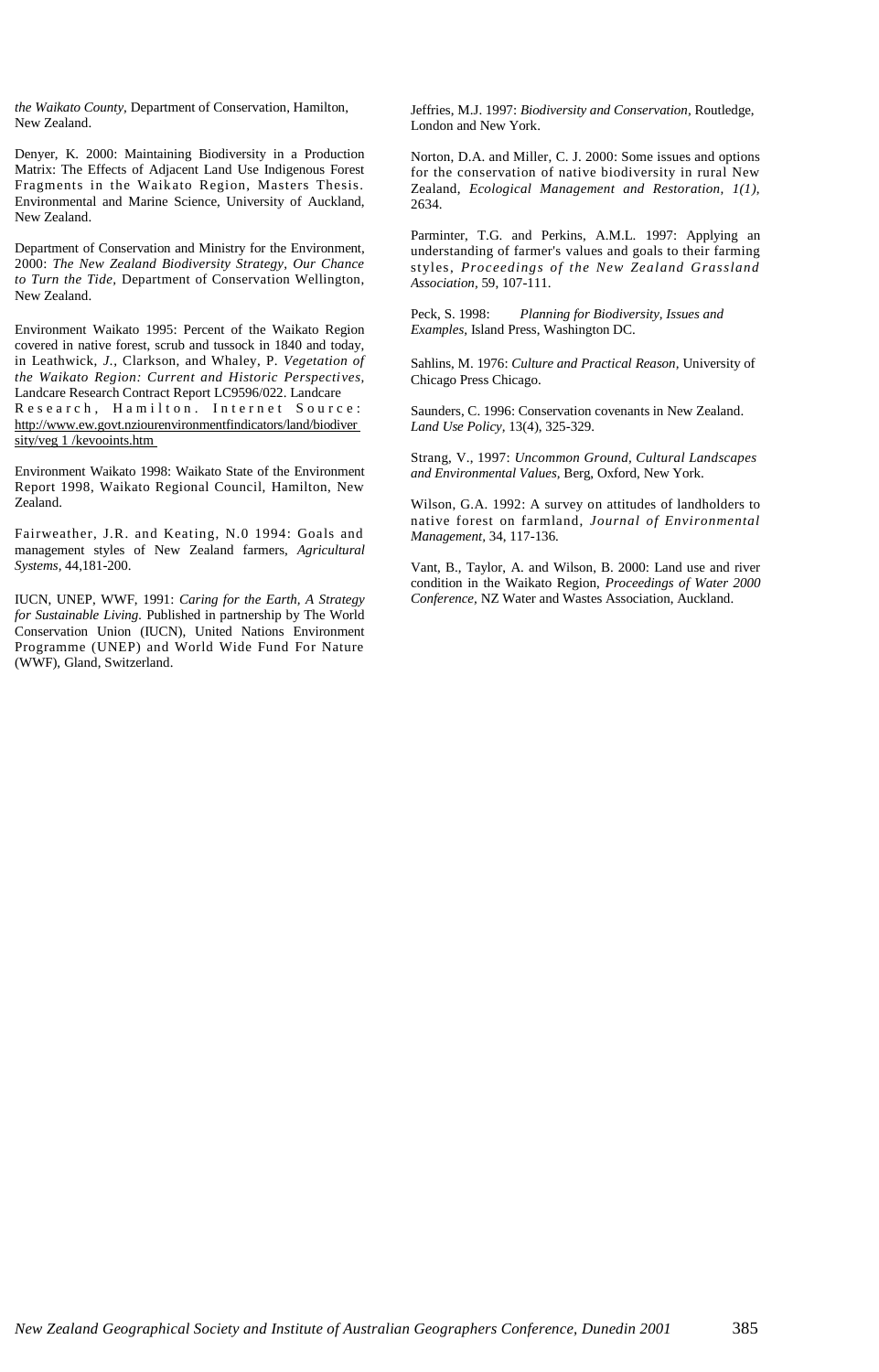*the Waikato County*, Department of Conservation, Hamilton, New Zealand.

Denyer, K. 2000: Maintaining Biodiversity in a Production Matrix: The Effects of Adjacent Land Use Indigenous Forest Fragments in the Waikato Region, Masters Thesis. Environmental and Marine Science, University of Auckland, New Zealand.

Department of Conservation and Ministry for the Environment, 2000: *The New Zealand Biodiversity Strategy, Our Chance to Turn the Tide*, Department of Conservation Wellington, New Zealand.

Environment Waikato 1995: Percent of the Waikato Region covered in native forest, scrub and tussock in 1840 and today, in Leathwick, J., Clarkson, and Whaley, P. *Vegetation of the Waikato Region: Current and Historic Perspectives,* Landcare Research Contract Report LC9596/022. Landcare Research, Hamilton. Internet Source: http://www.ew.govt.nziourenvironmentfindicators/land/biodiversity/veg 1 /kevooints.htm

Environment Waikato 1998: Waikato State of the Environment Report 1998, Waikato Regional Council, Hamilton, New Zealand.

Fairweather, J.R. and Keating, N.0 1994: Goals and management styles of New Zealand farmers, *Agricultural Systems*, 44,181-200.

IUCN, UNEP, WWF, 1991: *Caring for the Earth, A Strategy for Sustainable Living.* Published in partnership by The World Conservation Union (IUCN), United Nations Environment Programme (UNEP) and World Wide Fund For Nature (WWF), Gland, Switzerland.

Jeffries, M.J. 1997: *Biodiversity and Conservation*, Routledge, London and New York.

Norton, D.A. and Miller, C. J. 2000: Some issues and options for the conservation of native biodiversity in rural New Zealand, *Ecological Management and Restoration, 1(1),* 2634.

Parminter, T.G. and Perkins, A.M.L. 1997: Applying an understanding of farmer's values and goals to their farming styles, *Proceedings of the New Zealand Grassland Association*, 59, 107-111.

Peck, S. 1998: *Planning for Biodiversity, Issues and Examples*, Island Press, Washington DC.

Sahlins, M. 1976: *Culture and Practical Reason*, University of Chicago Press Chicago.

Saunders, C. 1996: Conservation covenants in New Zealand. *Land Use Policy*, 13(4), 325-329.

Strang, V., 1997: *Uncommon Ground, Cultural Landscapes and Environmental Values*, Berg, Oxford, New York.

Wilson, G.A. 1992: A survey on attitudes of landholders to native forest on farmland, *Journal of Environmental Management*, 34, 117-136.

Vant, B., Taylor, A. and Wilson, B. 2000: Land use and river condition in the Waikato Region, *Proceedings of Water 2000 Conference*, NZ Water and Wastes Association, Auckland.